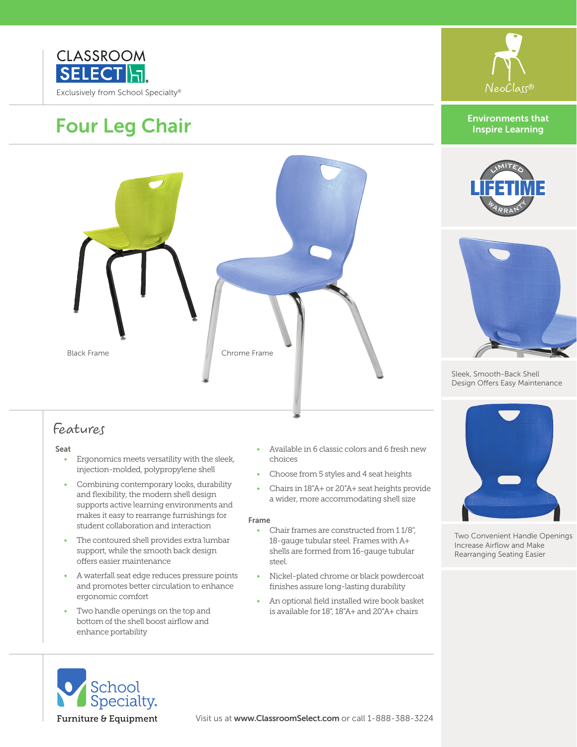CLASSROOM SELECT

Exclusively from School Specialty®

# Four Leg Chair

Black Frame

Chrome Frame

NeoClass®

**Environments that Inspire Learning**

LIMITED LIFETIME WARRANTY

Sleek, Smooth-Back Shell Design Offers Easy Maintenance

Two Convenient Handle Openings Increase Airflow and Make Rearranging Seating Easier

## Features

### Seat

- Ergonomics meets versatility with the sleek, injection-molded, polypropylene shell
- Combining contemporary looks, durability and flexibility, the modern shell design supports active learning environments and makes it easy to rearrange furnishings for student collaboration and interaction
- The contoured shell provides extra lumbar support, while the smooth back design offers easier maintenance
- A waterfall seat edge reduces pressure points and promotes better circulation to enhance ergonomic comfort
- Two handle openings on the top and bottom of the shell boost airflow and enhance portability
- Available in 6 classic colors and 6 fresh new choices
- Choose from 5 styles and 4 seat heights
- Chairs in 18"A+ or 20"A+ seat heights provide a wider, more accommodating shell size

### Frame

- Chair frames are constructed from 1 1/8", 18-gauge tubular steel. Frames with A+ shells are formed from 16-gauge tubular steel.
- Nickel-plated chrome or black powdercoat finishes assure long-lasting durability
- An optional field installed wire book basket is available for 18", 18"A+ and 20"A+ chairs

School Specialty. Furniture & Equipment

Visit us at **www.ClassroomSelect.com** or call 1-888-388-3224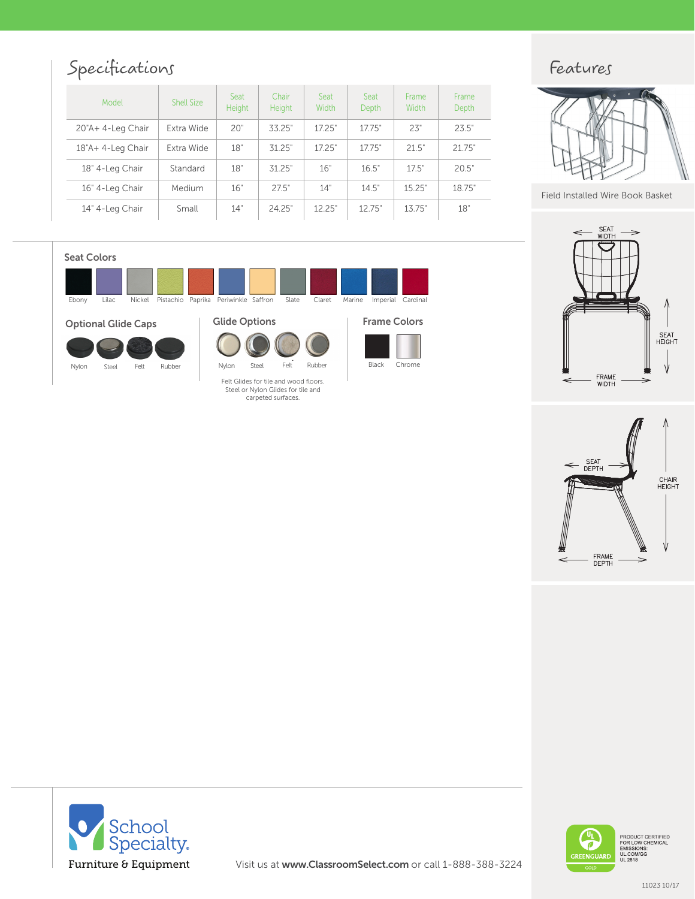# Specifications

| Model | Shell Size | Seat Height | Chair Height | Seat Width | Seat Depth | Frame Width | Frame Depth |
|---|---|---|---|---|---|---|---|
| 20"A+ 4-Leg Chair | Extra Wide | 20" | 33.25" | 17.25" | 17.75" | 23" | 23.5" |
| 18"A+ 4-Leg Chair | Extra Wide | 18" | 31.25" | 17.25" | 17.75" | 21.5" | 21.75" |
| 18" 4-Leg Chair | Standard | 18" | 31.25" | 16" | 16.5" | 17.5" | 20.5" |
| 16" 4-Leg Chair | Medium | 16" | 27.5" | 14" | 14.5" | 15.25" | 18.75" |
| 14" 4-Leg Chair | Small | 14" | 24.25" | 12.25" | 12.75" | 13.75" | 18" |

## Seat Colors

Ebony, Lilac, Nickel, Pistachio, Paprika, Periwinkle, Saffron, Slate, Claret, Marine, Imperial, Cardinal

## Optional Glide Caps

Nylon, Steel, Felt, Rubber

## Glide Options

Nylon, Steel, Felt, Rubber

Felt Glides for tile and wood floors. Steel or Nylon Glides for tile and carpeted surfaces.

## Frame Colors

Black, Chrome

# Features

Field Installed Wire Book Basket

SEAT WIDTH

SEAT HEIGHT

FRAME WIDTH

SEAT DEPTH

CHAIR HEIGHT

FRAME DEPTH

School Specialty.
Furniture & Equipment

Visit us at **www.ClassroomSelect.com** or call 1-888-388-3224

GREENGUARD GOLD
PRODUCT CERTIFIED FOR LOW CHEMICAL EMISSIONS: UL.COM/GG UL 2818

11023 10/17